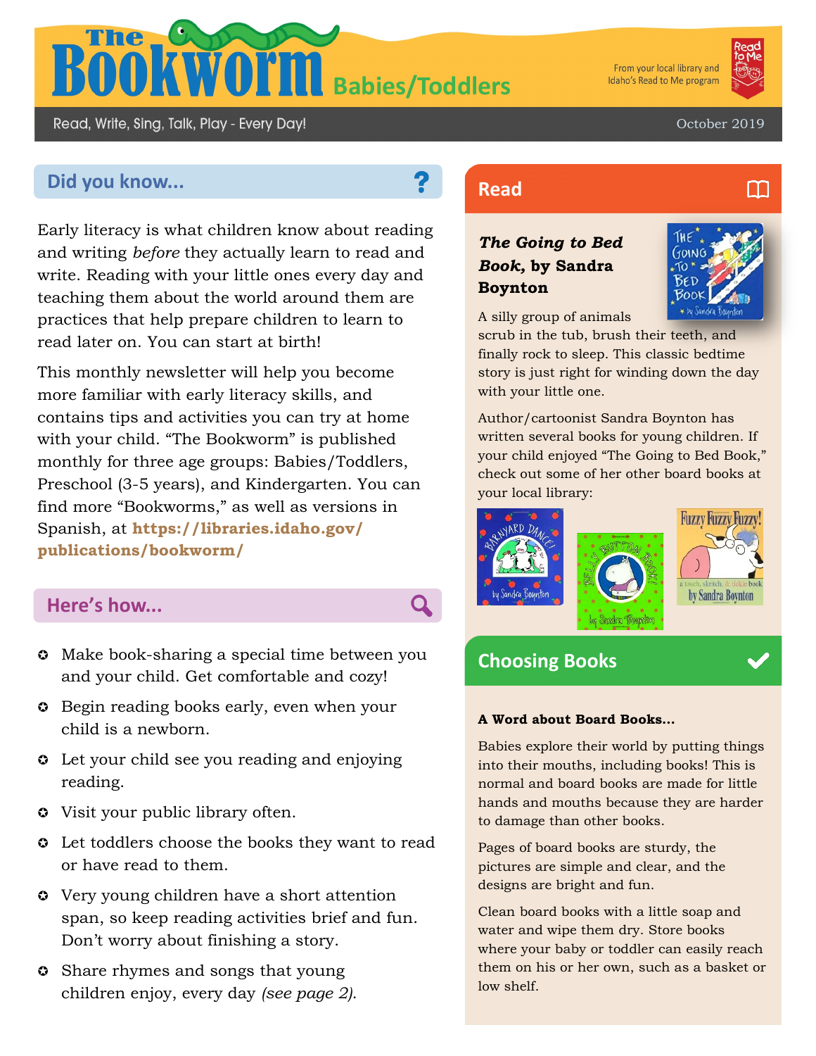# The Bookworm Babies/Toddlers

From your local library and Idaho's Read to Me program

Read, Write, Sing, Talk, Play - Every Day!

October 2019

## Did you know...

Early literacy is what children know about reading and writing *before* they actually learn to read and write. Reading with your little ones every day and teaching them about the world around them are practices that help prepare children to learn to read later on. You can start at birth!

This monthly newsletter will help you become more familiar with early literacy skills, and contains tips and activities you can try at home with your child. "The Bookworm" is published monthly for three age groups: Babies/Toddlers, Preschool (3-5 years), and Kindergarten. You can find more "Bookworms," as well as versions in Spanish, at **https://libraries.idaho.gov/publications/bookworm/**

## Here's how...

- Make book-sharing a special time between you and your child. Get comfortable and cozy!
- Begin reading books early, even when your child is a newborn.
- Let your child see you reading and enjoying reading.
- Visit your public library often.
- Let toddlers choose the books they want to read or have read to them.
- Very young children have a short attention span, so keep reading activities brief and fun. Don't worry about finishing a story.
- Share rhymes and songs that young children enjoy, every day *(see page 2).*

## Read

***The Going to Bed Book*, by Sandra Boynton**

A silly group of animals scrub in the tub, brush their teeth, and finally rock to sleep. This classic bedtime story is just right for winding down the day with your little one.

Author/cartoonist Sandra Boynton has written several books for young children. If your child enjoyed "The Going to Bed Book," check out some of her other board books at your local library:

## Choosing Books

**A Word about Board Books...**

Babies explore their world by putting things into their mouths, including books! This is normal and board books are made for little hands and mouths because they are harder to damage than other books.

Pages of board books are sturdy, the pictures are simple and clear, and the designs are bright and fun.

Clean board books with a little soap and water and wipe them dry. Store books where your baby or toddler can easily reach them on his or her own, such as a basket or low shelf.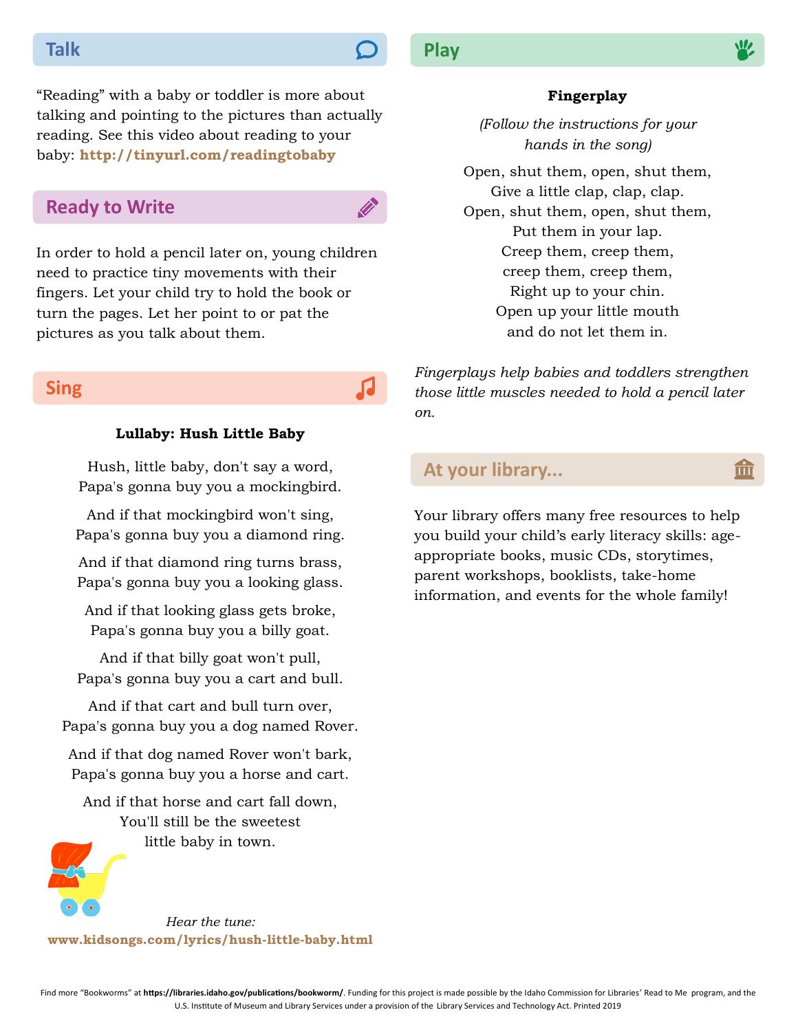## Talk

"Reading" with a baby or toddler is more about talking and pointing to the pictures than actually reading. See this video about reading to your baby: **http://tinyurl.com/readingtobaby**

## Ready to Write

In order to hold a pencil later on, young children need to practice tiny movements with their fingers. Let your child try to hold the book or turn the pages. Let her point to or pat the pictures as you talk about them.

## Sing

**Lullaby: Hush Little Baby**

Hush, little baby, don't say a word,
Papa's gonna buy you a mockingbird.

And if that mockingbird won't sing,
Papa's gonna buy you a diamond ring.

And if that diamond ring turns brass,
Papa's gonna buy you a looking glass.

And if that looking glass gets broke,
Papa's gonna buy you a billy goat.

And if that billy goat won't pull,
Papa's gonna buy you a cart and bull.

And if that cart and bull turn over,
Papa's gonna buy you a dog named Rover.

And if that dog named Rover won't bark,
Papa's gonna buy you a horse and cart.

And if that horse and cart fall down,
You'll still be the sweetest
little baby in town.

*Hear the tune:*
**www.kidsongs.com/lyrics/hush-little-baby.html**

## Play

**Fingerplay**

*(Follow the instructions for your hands in the song)*

Open, shut them, open, shut them,
Give a little clap, clap, clap.
Open, shut them, open, shut them,
Put them in your lap.
Creep them, creep them,
creep them, creep them,
Right up to your chin.
Open up your little mouth
and do not let them in.

*Fingerplays help babies and toddlers strengthen those little muscles needed to hold a pencil later on.*

## At your library...

Your library offers many free resources to help you build your child's early literacy skills: age-appropriate books, music CDs, storytimes, parent workshops, booklists, take-home information, and events for the whole family!

Find more "Bookworms" at **https://libraries.idaho.gov/publications/bookworm/**. Funding for this project is made possible by the Idaho Commission for Libraries' Read to Me program, and the U.S. Institute of Museum and Library Services under a provision of the Library Services and Technology Act. Printed 2019